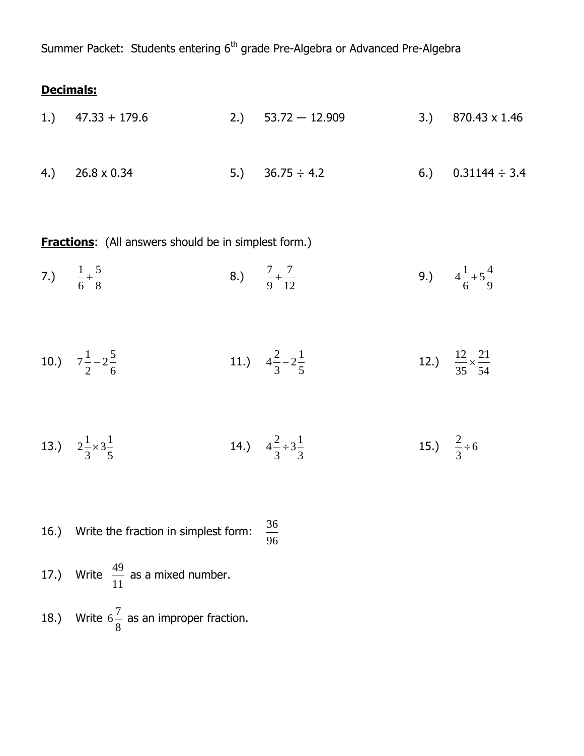Summer Packet: Students entering 6th grade Pre-Algebra or Advanced Pre-Algebra

**Decimals:**

1.) 47.33 + 179.6

2.) 53.72 — 12.909

3.) 870.43 x 1.46

4.) 26.8 x 0.34

5.) 36.75 ÷ 4.2

6.) 0.31144 ÷ 3.4

**Fractions**: (All answers should be in simplest form.)

7.) $\frac{1}{6}+\frac{5}{8}$

8.) $\frac{7}{9}+\frac{7}{12}$

9.) $4\frac{1}{6}+5\frac{4}{9}$

10.) $7\frac{1}{2}-2\frac{5}{6}$

11.) $4\frac{2}{3}-2\frac{1}{5}$

12.) $\frac{12}{35}\times\frac{21}{54}$

13.) $2\frac{1}{3}\times 3\frac{1}{5}$

14.) $4\frac{2}{3}\div 3\frac{1}{3}$

15.) $\frac{2}{3}\div 6$

16.) Write the fraction in simplest form: $\frac{36}{96}$

17.) Write $\frac{49}{11}$ as a mixed number.

18.) Write $6\frac{7}{8}$ as an improper fraction.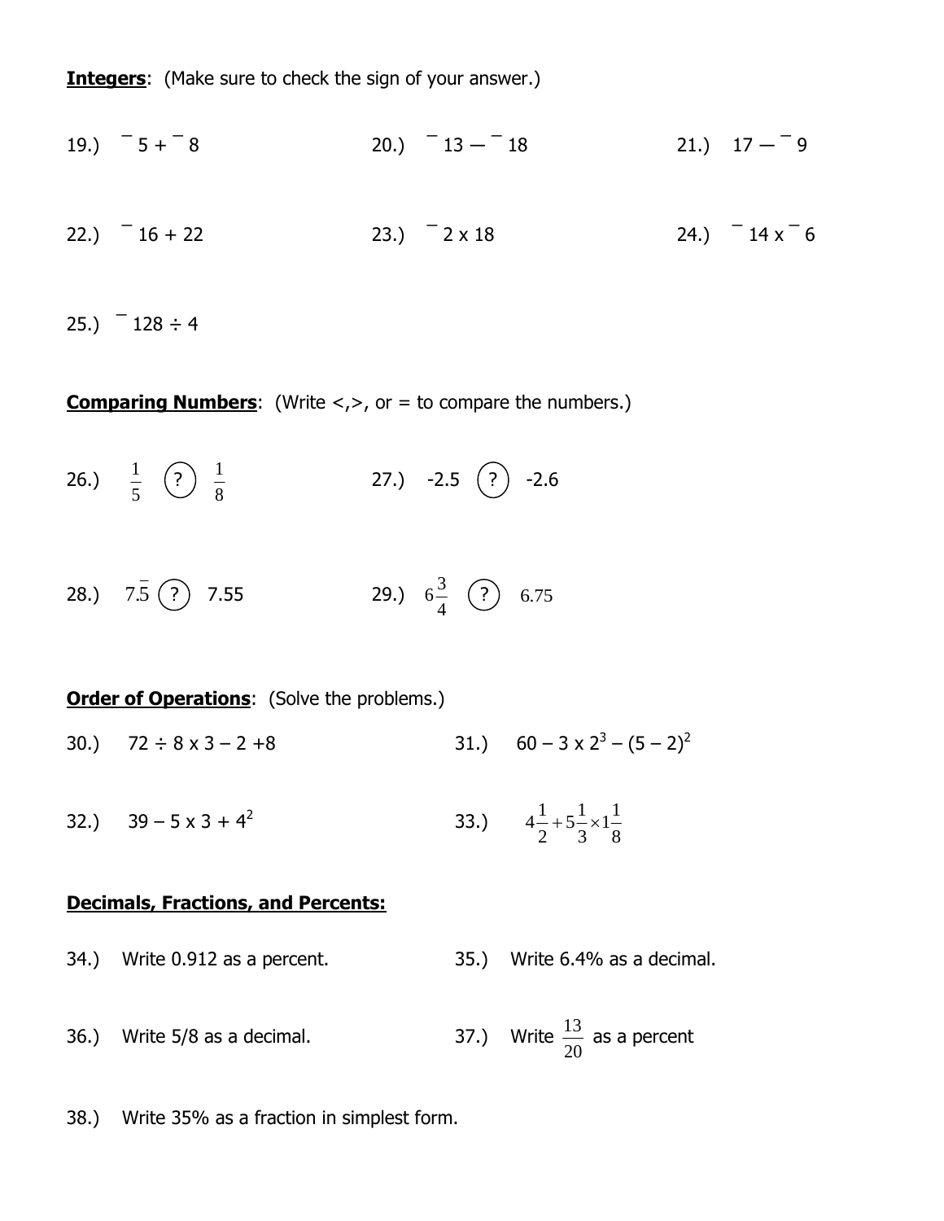**Integers**: (Make sure to check the sign of your answer.)

19.) $^{-}5 + {}^{-}8$

20.) $^{-}13 - {}^{-}18$

21.) $17 - {}^{-}9$

22.) $^{-}16 + 22$

23.) $^{-}2 \times 18$

24.) $^{-}14 \times {}^{-}6$

25.) $^{-}128 \div 4$

**Comparing Numbers**: (Write <,>, or = to compare the numbers.)

26.) $\frac{1}{5}$ (?) $\frac{1}{8}$

27.) -2.5 (?) -2.6

28.) $7.\overline{5}$ (?) 7.55

29.) $6\frac{3}{4}$ (?) 6.75

**Order of Operations**: (Solve the problems.)

30.) $72 \div 8 \times 3 - 2 + 8$

31.) $60 - 3 \times 2^3 - (5 - 2)^2$

32.) $39 - 5 \times 3 + 4^2$

33.) $4\frac{1}{2} + 5\frac{1}{3} \times 1\frac{1}{8}$

**Decimals, Fractions, and Percents:**

34.) Write 0.912 as a percent.

35.) Write 6.4% as a decimal.

36.) Write 5/8 as a decimal.

37.) Write $\frac{13}{20}$ as a percent

38.) Write 35% as a fraction in simplest form.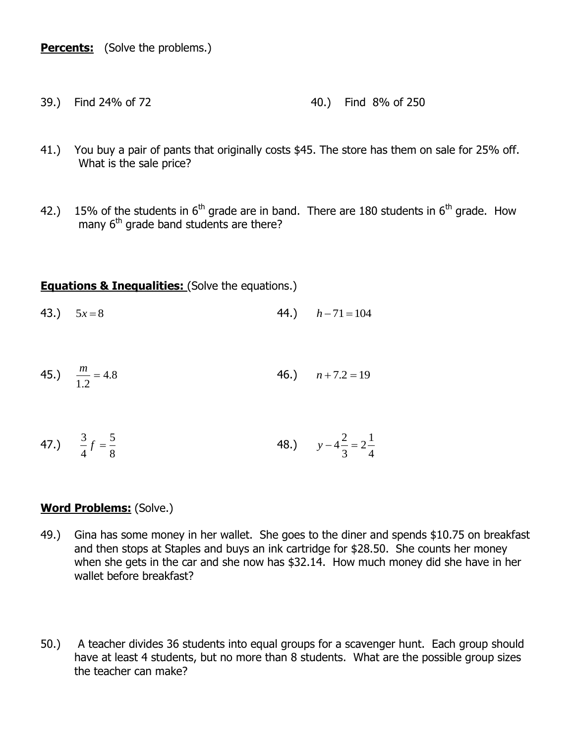**Percents:** (Solve the problems.)

39.) Find 24% of 72

40.) Find 8% of 250

41.) You buy a pair of pants that originally costs $45. The store has them on sale for 25% off. What is the sale price?

42.) 15% of the students in 6th grade are in band. There are 180 students in 6th grade. How many 6th grade band students are there?

**Equations & Inequalities:** (Solve the equations.)

43.) $5x = 8$

44.) $h - 71 = 104$

45.) $\frac{m}{1.2} = 4.8$

46.) $n + 7.2 = 19$

47.) $\frac{3}{4}f = \frac{5}{8}$

48.) $y - 4\frac{2}{3} = 2\frac{1}{4}$

**Word Problems:** (Solve.)

49.) Gina has some money in her wallet. She goes to the diner and spends $10.75 on breakfast and then stops at Staples and buys an ink cartridge for $28.50. She counts her money when she gets in the car and she now has $32.14. How much money did she have in her wallet before breakfast?

50.) A teacher divides 36 students into equal groups for a scavenger hunt. Each group should have at least 4 students, but no more than 8 students. What are the possible group sizes the teacher can make?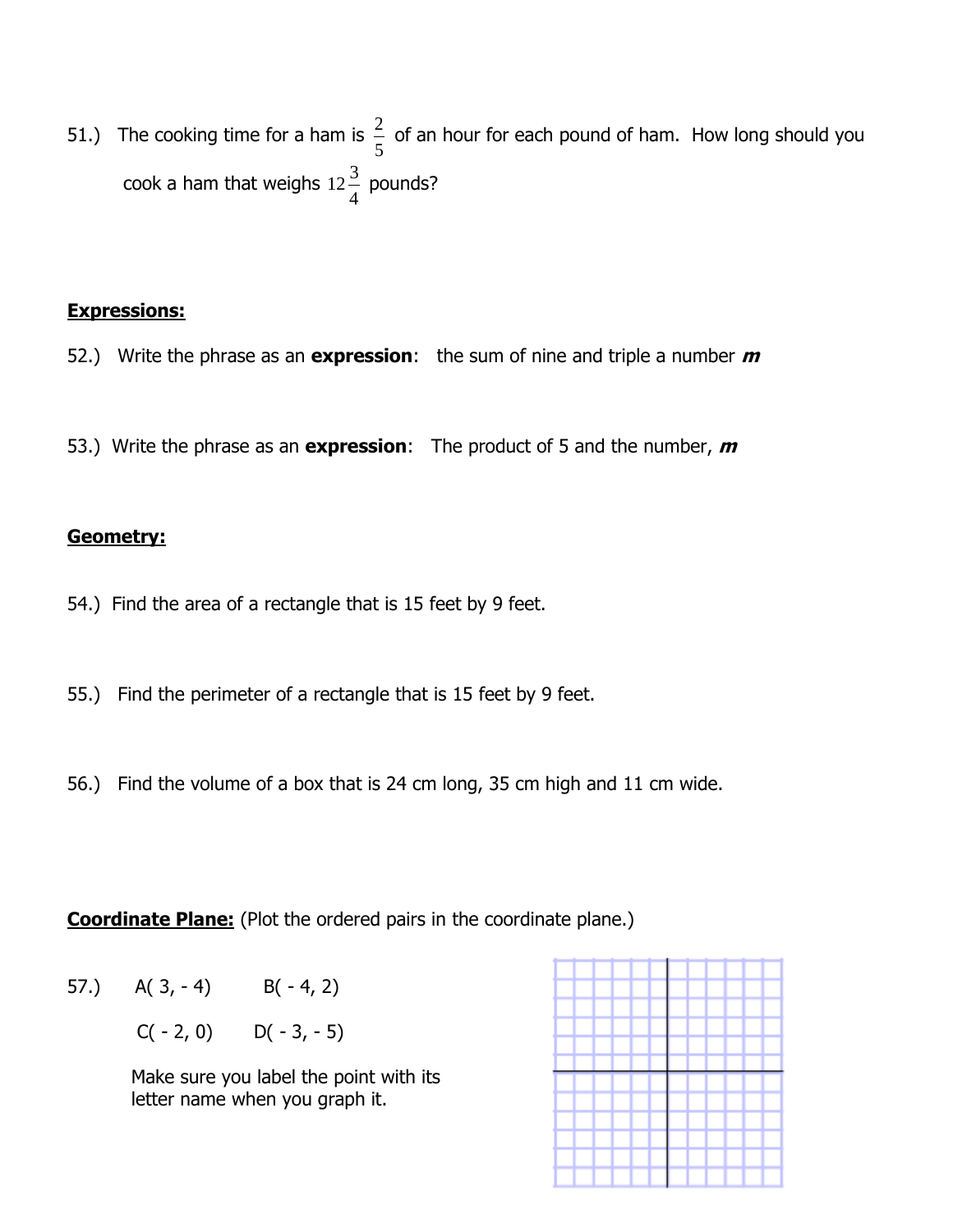51.) The cooking time for a ham is $\frac{2}{5}$ of an hour for each pound of ham. How long should you cook a ham that weighs $12\frac{3}{4}$ pounds?

**Expressions:**

52.) Write the phrase as an **expression**: the sum of nine and triple a number ***m***

53.) Write the phrase as an **expression**: The product of 5 and the number, ***m***

**Geometry:**

54.) Find the area of a rectangle that is 15 feet by 9 feet.

55.) Find the perimeter of a rectangle that is 15 feet by 9 feet.

56.) Find the volume of a box that is 24 cm long, 35 cm high and 11 cm wide.

**Coordinate Plane:** (Plot the ordered pairs in the coordinate plane.)

57.) A( 3, - 4) B( - 4, 2)

C( - 2, 0) D( - 3, - 5)

Make sure you label the point with its letter name when you graph it.